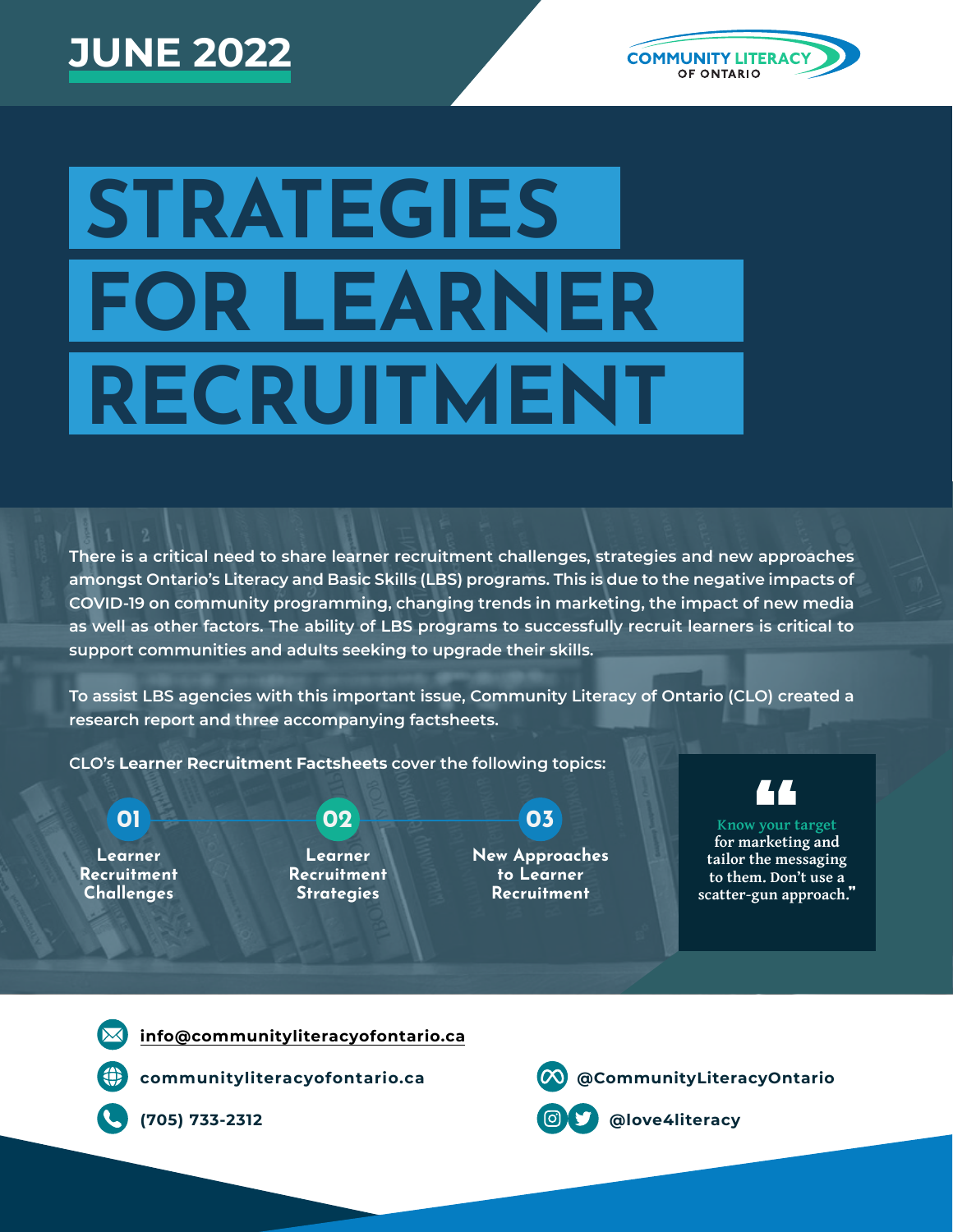JUNE 2022

COMMUNITY LITERACY OF ONTARIO

# STRATEGIES FOR LEARNER RECRUITMENT

**There is a critical need to share learner recruitment challenges, strategies and new approaches amongst Ontario's Literacy and Basic Skills (LBS) programs. This is due to the negative impacts of COVID-19 on community programming, changing trends in marketing, the impact of new media as well as other factors. The ability of LBS programs to successfully recruit learners is critical to support communities and adults seeking to upgrade their skills.**

To assist LBS agencies with this important issue, Community Literacy of Ontario (CLO) created a research report and three accompanying factsheets.

CLO's **Learner Recruitment Factsheets** cover the following topics:

- **01** Learner Recruitment Challenges
- **02** Learner Recruitment Strategies
- **03** New Approaches to Learner Recruitment

> "Know your target for marketing and tailor the messaging to them. Don't use a scatter-gun approach."

info@communityliteracyofontario.ca

communityliteracyofontario.ca

(705) 733-2312

@CommunityLiteracyOntario

@love4literacy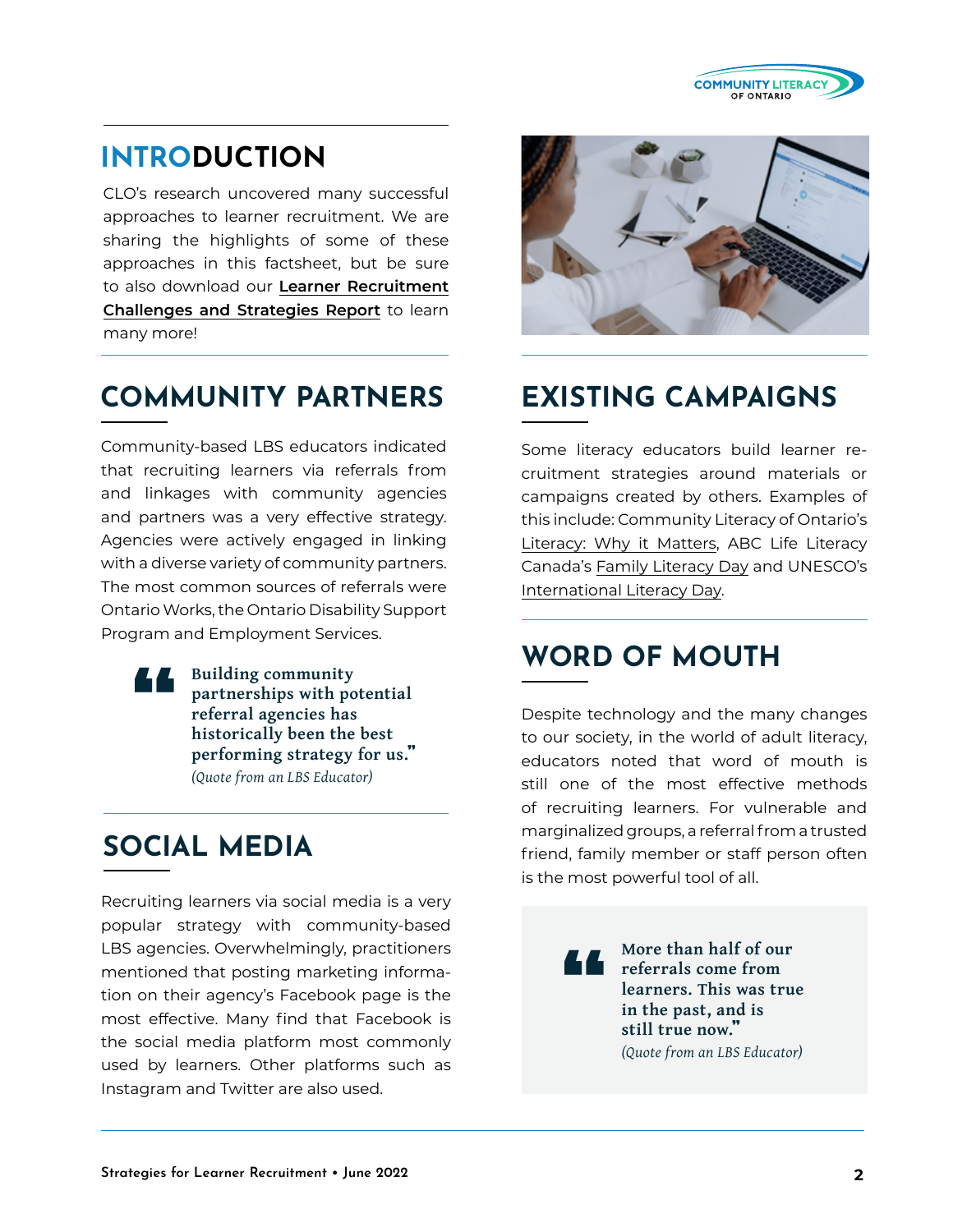## INTRODUCTION

CLO's research uncovered many successful approaches to learner recruitment. We are sharing the highlights of some of these approaches in this factsheet, but be sure to also download our **Learner Recruitment Challenges and Strategies Report** to learn many more!

## COMMUNITY PARTNERS

Community-based LBS educators indicated that recruiting learners via referrals from and linkages with community agencies and partners was a very effective strategy. Agencies were actively engaged in linking with a diverse variety of community partners. The most common sources of referrals were Ontario Works, the Ontario Disability Support Program and Employment Services.

> **Building community partnerships with potential referral agencies has historically been the best performing strategy for us."**
> *(Quote from an LBS Educator)*

## SOCIAL MEDIA

Recruiting learners via social media is a very popular strategy with community-based LBS agencies. Overwhelmingly, practitioners mentioned that posting marketing information on their agency's Facebook page is the most effective. Many find that Facebook is the social media platform most commonly used by learners. Other platforms such as Instagram and Twitter are also used.

## EXISTING CAMPAIGNS

Some literacy educators build learner recruitment strategies around materials or campaigns created by others. Examples of this include: Community Literacy of Ontario's Literacy: Why it Matters, ABC Life Literacy Canada's Family Literacy Day and UNESCO's International Literacy Day.

## WORD OF MOUTH

Despite technology and the many changes to our society, in the world of adult literacy, educators noted that word of mouth is still one of the most effective methods of recruiting learners. For vulnerable and marginalized groups, a referral from a trusted friend, family member or staff person often is the most powerful tool of all.

> **More than half of our referrals come from learners. This was true in the past, and is still true now."**
> *(Quote from an LBS Educator)*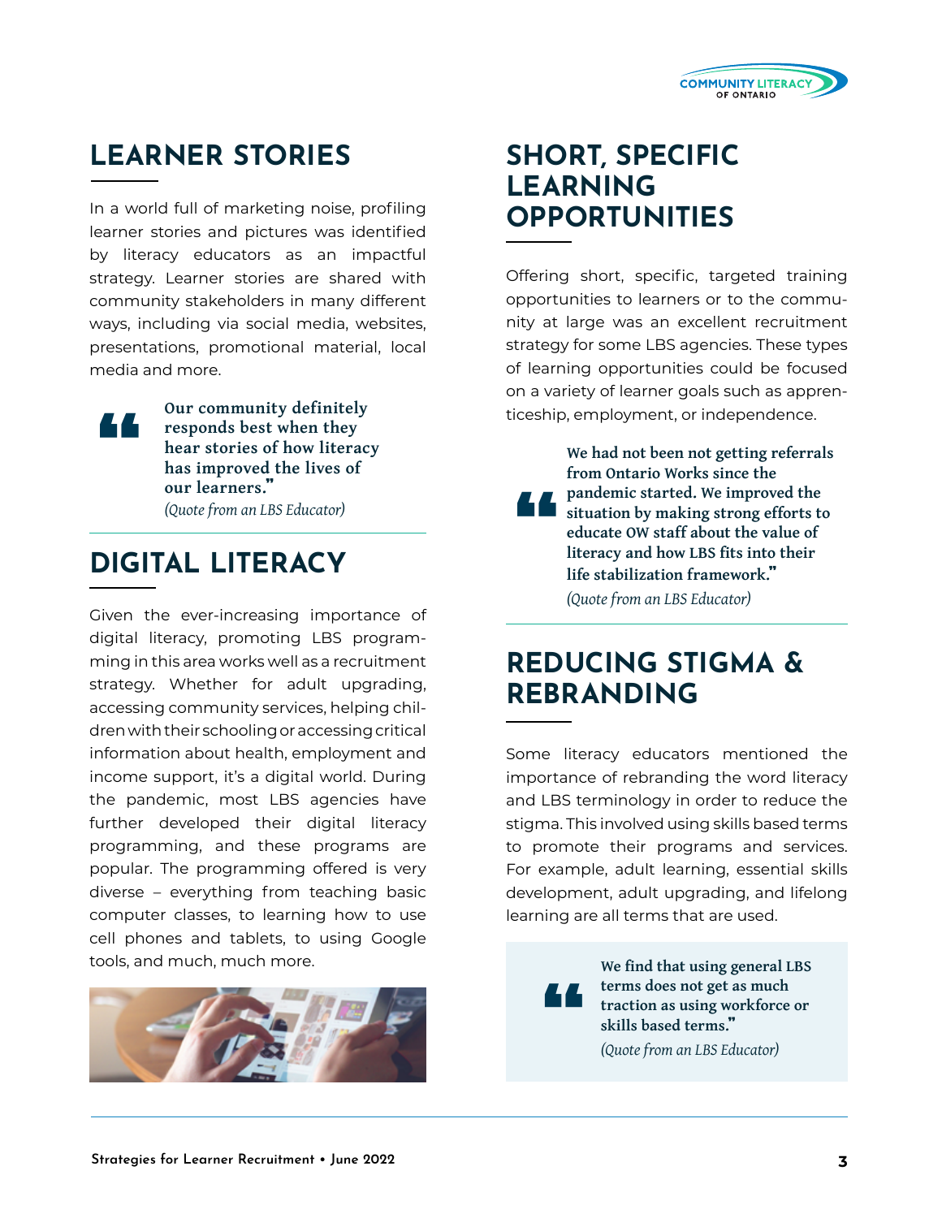## LEARNER STORIES

In a world full of marketing noise, profiling learner stories and pictures was identified by literacy educators as an impactful strategy. Learner stories are shared with community stakeholders in many different ways, including via social media, websites, presentations, promotional material, local media and more.

> **Our community definitely responds best when they hear stories of how literacy has improved the lives of our learners."**
>
> *(Quote from an LBS Educator)*

## DIGITAL LITERACY

Given the ever-increasing importance of digital literacy, promoting LBS programming in this area works well as a recruitment strategy. Whether for adult upgrading, accessing community services, helping children with their schooling or accessing critical information about health, employment and income support, it's a digital world. During the pandemic, most LBS agencies have further developed their digital literacy programming, and these programs are popular. The programming offered is very diverse – everything from teaching basic computer classes, to learning how to use cell phones and tablets, to using Google tools, and much, much more.

## SHORT, SPECIFIC LEARNING OPPORTUNITIES

Offering short, specific, targeted training opportunities to learners or to the community at large was an excellent recruitment strategy for some LBS agencies. These types of learning opportunities could be focused on a variety of learner goals such as apprenticeship, employment, or independence.

> **We had not been getting referrals from Ontario Works since the pandemic started. We improved the situation by making strong efforts to educate OW staff about the value of literacy and how LBS fits into their life stabilization framework."**
>
> *(Quote from an LBS Educator)*

## REDUCING STIGMA & REBRANDING

Some literacy educators mentioned the importance of rebranding the word literacy and LBS terminology in order to reduce the stigma. This involved using skills based terms to promote their programs and services. For example, adult learning, essential skills development, adult upgrading, and lifelong learning are all terms that are used.

> **We find that using general LBS terms does not get as much traction as using workforce or skills based terms."**
>
> *(Quote from an LBS Educator)*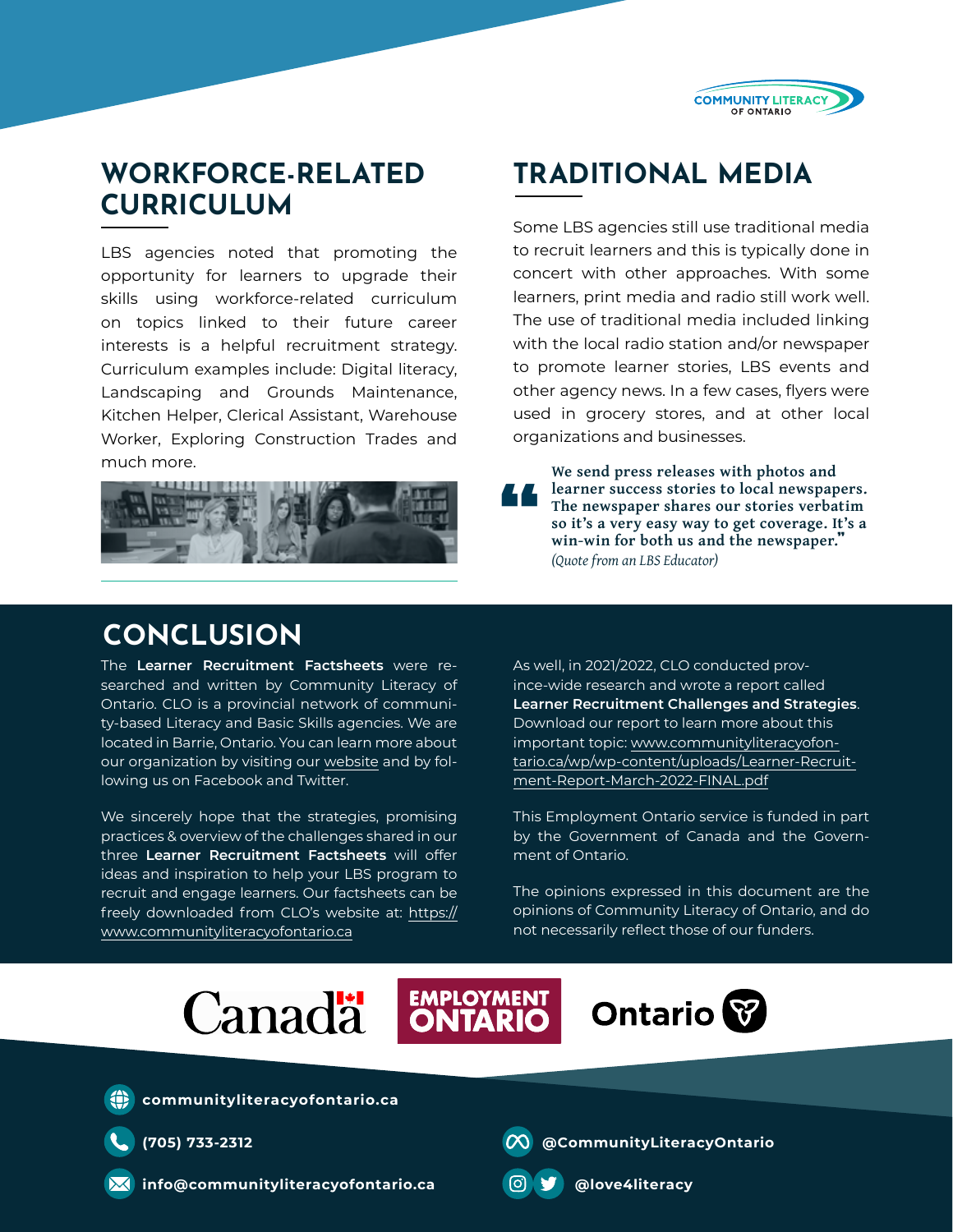## WORKFORCE-RELATED CURRICULUM

LBS agencies noted that promoting the opportunity for learners to upgrade their skills using workforce-related curriculum on topics linked to their future career interests is a helpful recruitment strategy. Curriculum examples include: Digital literacy, Landscaping and Grounds Maintenance, Kitchen Helper, Clerical Assistant, Warehouse Worker, Exploring Construction Trades and much more.

## TRADITIONAL MEDIA

Some LBS agencies still use traditional media to recruit learners and this is typically done in concert with other approaches. With some learners, print media and radio still work well. The use of traditional media included linking with the local radio station and/or newspaper to promote learner stories, LBS events and other agency news. In a few cases, flyers were used in grocery stores, and at other local organizations and businesses.

> **We send press releases with photos and learner success stories to local newspapers. The newspaper shares our stories verbatim so it's a very easy way to get coverage. It's a win-win for both us and the newspaper."**
> *(Quote from an LBS Educator)*

## CONCLUSION

The **Learner Recruitment Factsheets** were researched and written by Community Literacy of Ontario. CLO is a provincial network of community-based Literacy and Basic Skills agencies. We are located in Barrie, Ontario. You can learn more about our organization by visiting our website and by following us on Facebook and Twitter.

We sincerely hope that the strategies, promising practices & overview of the challenges shared in our three **Learner Recruitment Factsheets** will offer ideas and inspiration to help your LBS program to recruit and engage learners. Our factsheets can be freely downloaded from CLO's website at: https://www.communityliteracyofontario.ca

As well, in 2021/2022, CLO conducted province-wide research and wrote a report called **Learner Recruitment Challenges and Strategies**. Download our report to learn more about this important topic: www.communityliteracyofontario.ca/wp/wp-content/uploads/Learner-Recruitment-Report-March-2022-FINAL.pdf

This Employment Ontario service is funded in part by the Government of Canada and the Government of Ontario.

The opinions expressed in this document are the opinions of Community Literacy of Ontario, and do not necessarily reflect those of our funders.

**communityliteracyofontario.ca**

**(705) 733-2312**

**info@communityliteracyofontario.ca**

**@CommunityLiteracyOntario**

**@love4literacy**